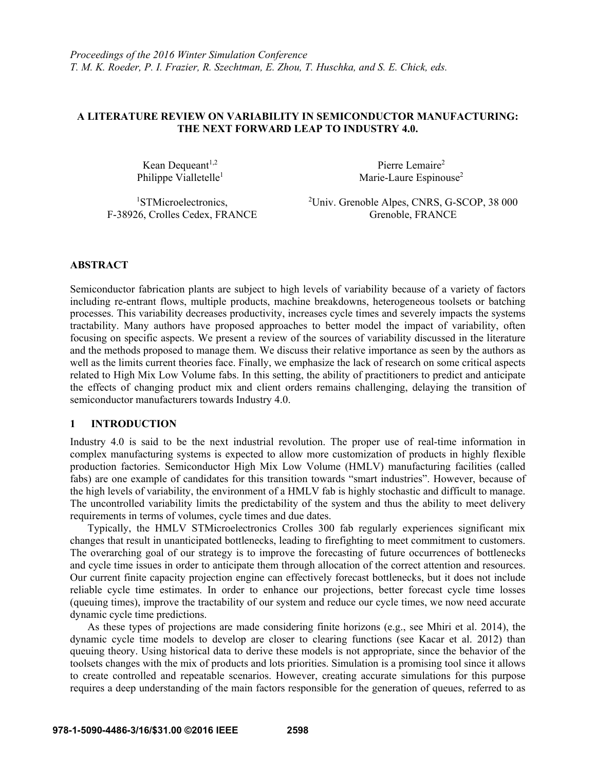*Proceedings of the 2016 Winter Simulation Conference*
*T. M. K. Roeder, P. I. Frazier, R. Szechtman, E. Zhou, T. Huschka, and S. E. Chick, eds.*

# A LITERATURE REVIEW ON VARIABILITY IN SEMICONDUCTOR MANUFACTURING: THE NEXT FORWARD LEAP TO INDUSTRY 4.0.

Kean Dequeant[1,2]
Philippe Vialletelle[1]

Pierre Lemaire[2]
Marie-Laure Espinouse[2]

[1]STMicroelectronics,
F-38926, Crolles Cedex, FRANCE

[2]Univ. Grenoble Alpes, CNRS, G-SCOP, 38 000
Grenoble, FRANCE

## ABSTRACT

Semiconductor fabrication plants are subject to high levels of variability because of a variety of factors including re-entrant flows, multiple products, machine breakdowns, heterogeneous toolsets or batching processes. This variability decreases productivity, increases cycle times and severely impacts the systems tractability. Many authors have proposed approaches to better model the impact of variability, often focusing on specific aspects. We present a review of the sources of variability discussed in the literature and the methods proposed to manage them. We discuss their relative importance as seen by the authors as well as the limits current theories face. Finally, we emphasize the lack of research on some critical aspects related to High Mix Low Volume fabs. In this setting, the ability of practitioners to predict and anticipate the effects of changing product mix and client orders remains challenging, delaying the transition of semiconductor manufacturers towards Industry 4.0.

## 1 INTRODUCTION

Industry 4.0 is said to be the next industrial revolution. The proper use of real-time information in complex manufacturing systems is expected to allow more customization of products in highly flexible production factories. Semiconductor High Mix Low Volume (HMLV) manufacturing facilities (called fabs) are one example of candidates for this transition towards "smart industries". However, because of the high levels of variability, the environment of a HMLV fab is highly stochastic and difficult to manage. The uncontrolled variability limits the predictability of the system and thus the ability to meet delivery requirements in terms of volumes, cycle times and due dates.

Typically, the HMLV STMicroelectronics Crolles 300 fab regularly experiences significant mix changes that result in unanticipated bottlenecks, leading to firefighting to meet commitment to customers. The overarching goal of our strategy is to improve the forecasting of future occurrences of bottlenecks and cycle time issues in order to anticipate them through allocation of the correct attention and resources. Our current finite capacity projection engine can effectively forecast bottlenecks, but it does not include reliable cycle time estimates. In order to enhance our projections, better forecast cycle time losses (queuing times), improve the tractability of our system and reduce our cycle times, we now need accurate dynamic cycle time predictions.

As these types of projections are made considering finite horizons (e.g., see Mhiri et al. 2014), the dynamic cycle time models to develop are closer to clearing functions (see Kacar et al. 2012) than queuing theory. Using historical data to derive these models is not appropriate, since the behavior of the toolsets changes with the mix of products and lots priorities. Simulation is a promising tool since it allows to create controlled and repeatable scenarios. However, creating accurate simulations for this purpose requires a deep understanding of the main factors responsible for the generation of queues, referred to as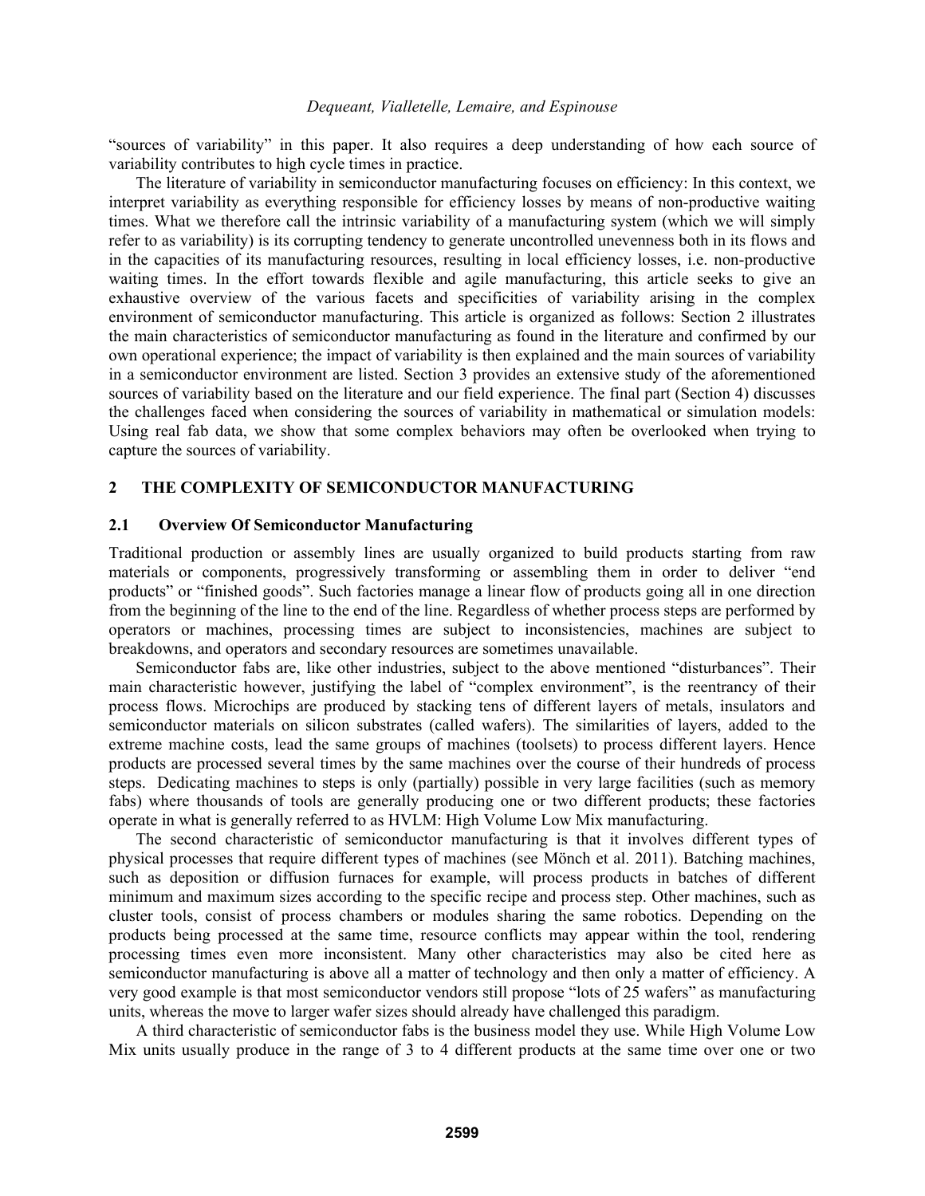"sources of variability" in this paper. It also requires a deep understanding of how each source of variability contributes to high cycle times in practice.

The literature of variability in semiconductor manufacturing focuses on efficiency: In this context, we interpret variability as everything responsible for efficiency losses by means of non-productive waiting times. What we therefore call the intrinsic variability of a manufacturing system (which we will simply refer to as variability) is its corrupting tendency to generate uncontrolled unevenness both in its flows and in the capacities of its manufacturing resources, resulting in local efficiency losses, i.e. non-productive waiting times. In the effort towards flexible and agile manufacturing, this article seeks to give an exhaustive overview of the various facets and specificities of variability arising in the complex environment of semiconductor manufacturing. This article is organized as follows: Section 2 illustrates the main characteristics of semiconductor manufacturing as found in the literature and confirmed by our own operational experience; the impact of variability is then explained and the main sources of variability in a semiconductor environment are listed. Section 3 provides an extensive study of the aforementioned sources of variability based on the literature and our field experience. The final part (Section 4) discusses the challenges faced when considering the sources of variability in mathematical or simulation models: Using real fab data, we show that some complex behaviors may often be overlooked when trying to capture the sources of variability.

## 2 THE COMPLEXITY OF SEMICONDUCTOR MANUFACTURING

### 2.1 Overview Of Semiconductor Manufacturing

Traditional production or assembly lines are usually organized to build products starting from raw materials or components, progressively transforming or assembling them in order to deliver "end products" or "finished goods". Such factories manage a linear flow of products going all in one direction from the beginning of the line to the end of the line. Regardless of whether process steps are performed by operators or machines, processing times are subject to inconsistencies, machines are subject to breakdowns, and operators and secondary resources are sometimes unavailable.

Semiconductor fabs are, like other industries, subject to the above mentioned "disturbances". Their main characteristic however, justifying the label of "complex environment", is the reentrancy of their process flows. Microchips are produced by stacking tens of different layers of metals, insulators and semiconductor materials on silicon substrates (called wafers). The similarities of layers, added to the extreme machine costs, lead the same groups of machines (toolsets) to process different layers. Hence products are processed several times by the same machines over the course of their hundreds of process steps. Dedicating machines to steps is only (partially) possible in very large facilities (such as memory fabs) where thousands of tools are generally producing one or two different products; these factories operate in what is generally referred to as HVLM: High Volume Low Mix manufacturing.

The second characteristic of semiconductor manufacturing is that it involves different types of physical processes that require different types of machines (see Mönch et al. 2011). Batching machines, such as deposition or diffusion furnaces for example, will process products in batches of different minimum and maximum sizes according to the specific recipe and process step. Other machines, such as cluster tools, consist of process chambers or modules sharing the same robotics. Depending on the products being processed at the same time, resource conflicts may appear within the tool, rendering processing times even more inconsistent. Many other characteristics may also be cited here as semiconductor manufacturing is above all a matter of technology and then only a matter of efficiency. A very good example is that most semiconductor vendors still propose "lots of 25 wafers" as manufacturing units, whereas the move to larger wafer sizes should already have challenged this paradigm.

A third characteristic of semiconductor fabs is the business model they use. While High Volume Low Mix units usually produce in the range of 3 to 4 different products at the same time over one or two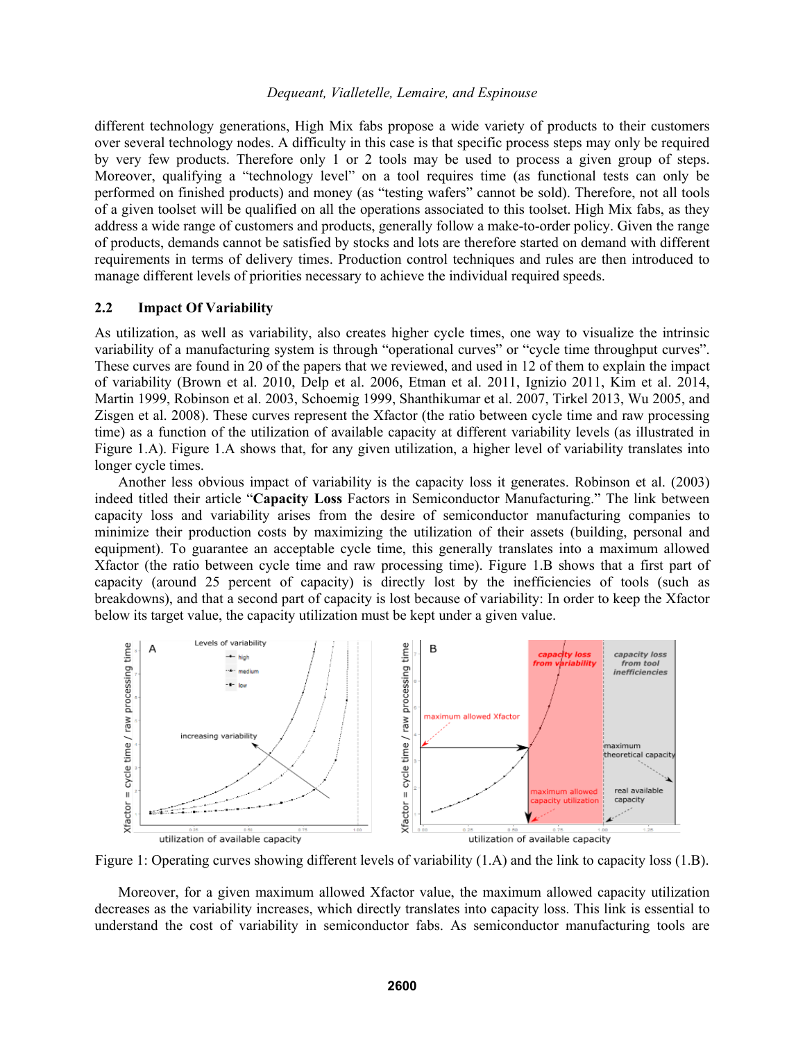different technology generations, High Mix fabs propose a wide variety of products to their customers over several technology nodes. A difficulty in this case is that specific process steps may only be required by very few products. Therefore only 1 or 2 tools may be used to process a given group of steps. Moreover, qualifying a "technology level" on a tool requires time (as functional tests can only be performed on finished products) and money (as "testing wafers" cannot be sold). Therefore, not all tools of a given toolset will be qualified on all the operations associated to this toolset. High Mix fabs, as they address a wide range of customers and products, generally follow a make-to-order policy. Given the range of products, demands cannot be satisfied by stocks and lots are therefore started on demand with different requirements in terms of delivery times. Production control techniques and rules are then introduced to manage different levels of priorities necessary to achieve the individual required speeds.

## 2.2 Impact Of Variability

As utilization, as well as variability, also creates higher cycle times, one way to visualize the intrinsic variability of a manufacturing system is through "operational curves" or "cycle time throughput curves". These curves are found in 20 of the papers that we reviewed, and used in 12 of them to explain the impact of variability (Brown et al. 2010, Delp et al. 2006, Etman et al. 2011, Ignizio 2011, Kim et al. 2014, Martin 1999, Robinson et al. 2003, Schoemig 1999, Shanthikumar et al. 2007, Tirkel 2013, Wu 2005, and Zisgen et al. 2008). These curves represent the Xfactor (the ratio between cycle time and raw processing time) as a function of the utilization of available capacity at different variability levels (as illustrated in Figure 1.A). Figure 1.A shows that, for any given utilization, a higher level of variability translates into longer cycle times.

Another less obvious impact of variability is the capacity loss it generates. Robinson et al. (2003) indeed titled their article "**Capacity Loss** Factors in Semiconductor Manufacturing." The link between capacity loss and variability arises from the desire of semiconductor manufacturing companies to minimize their production costs by maximizing the utilization of their assets (building, personal and equipment). To guarantee an acceptable cycle time, this generally translates into a maximum allowed Xfactor (the ratio between cycle time and raw processing time). Figure 1.B shows that a first part of capacity (around 25 percent of capacity) is directly lost by the inefficiencies of tools (such as breakdowns), and that a second part of capacity is lost because of variability: In order to keep the Xfactor below its target value, the capacity utilization must be kept under a given value.

Figure 1: Operating curves showing different levels of variability (1.A) and the link to capacity loss (1.B).

Moreover, for a given maximum allowed Xfactor value, the maximum allowed capacity utilization decreases as the variability increases, which directly translates into capacity loss. This link is essential to understand the cost of variability in semiconductor fabs. As semiconductor manufacturing tools are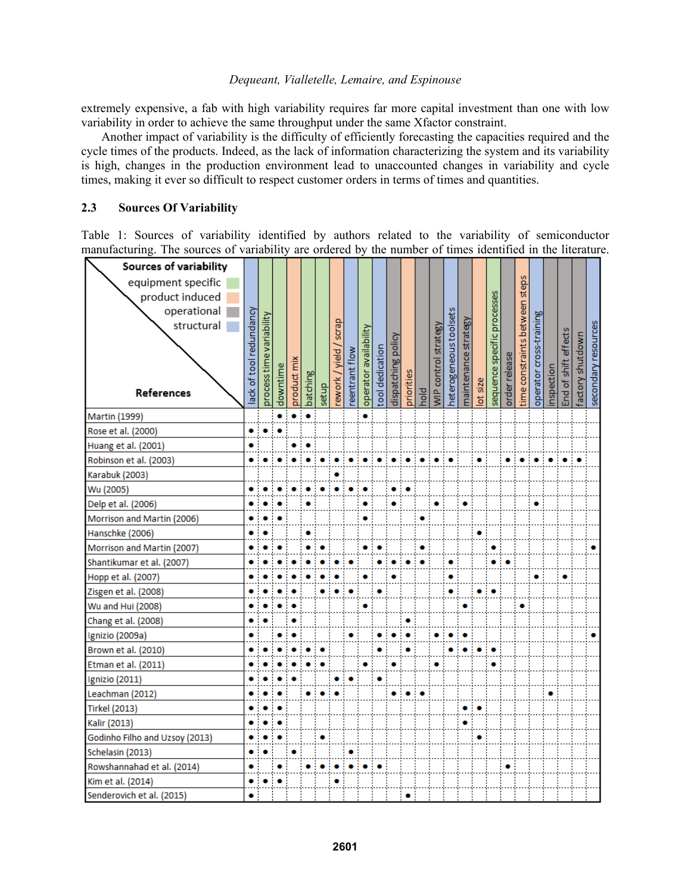extremely expensive, a fab with high variability requires far more capital investment than one with low variability in order to achieve the same throughput under the same Xfactor constraint.

Another impact of variability is the difficulty of efficiently forecasting the capacities required and the cycle times of the products. Indeed, as the lack of information characterizing the system and its variability is high, changes in the production environment lead to unaccounted changes in variability and cycle times, making it ever so difficult to respect customer orders in terms of times and quantities.

## 2.3 Sources Of Variability

Table 1: Sources of variability identified by authors related to the variability of semiconductor manufacturing. The sources of variability are ordered by the number of times identified in the literature.

Sources of variability: equipment specific; product induced; operational; structural

| References | lack of tool redundancy (structural) | process time variability (equipment specific) | downtime (equipment specific) | product mix (product induced) | batching (equipment specific) | setup (equipment specific) | rework / yield / scrap (product induced) | reentrant flow (structural) | operator availability (equipment specific) | tool dedication (structural) | dispatching policy (operational) | priorities (product induced) | hold (operational) | WIP control strategy (operational) | heterogeneous toolsets (structural) | maintenance strategy (operational) | lot size (product induced) | sequence specific processes (equipment specific) | order release (operational) | time constraints between steps (product induced) | operator cross-training (structural) | inspection (operational) | End of shift effects (operational) | factory shutdown (operational) | secondary resources (structural) |
|---|---|---|---|---|---|---|---|---|---|---|---|---|---|---|---|---|---|---|---|---|---|---|---|---|---|
| Martin (1999) | | | • | • | • | | | | • | | | | | | | | | | | | | | | | |
| Rose et al. (2000) | • | • | • | | | | | | | | | | | | | | | | | | | | | | |
| Huang et al. (2001) | • | | | • | • | | | | | | | | | | | | | | | | | | | | |
| Robinson et al. (2003) | • | • | • | • | • | • | • | • | • | • | • | • | • | • | • | | • | | • | • | • | • | • | • | |
| Karabuk (2003) | | | | | | | • | | | | | | | | | | | | | | | | | | |
| Wu (2005) | • | • | • | • | • | • | • | • | • | | • | • | | | | | | | | | | | | | |
| Delp et al. (2006) | • | • | • | | • | | | | • | | • | | | • | | • | | | | | • | | | | |
| Morrison and Martin (2006) | • | • | • | | | | | | • | | | | • | | | | | | | | | | | | |
| Hanschke (2006) | • | • | | | • | | | | | | | | | | | | • | | | | | | | | |
| Morrison and Martin (2007) | • | • | • | | • | • | | | • | • | | | • | | | | | • | | | | | | | • |
| Shantikumar et al. (2007) | • | • | • | • | • | • | • | • | | • | • | • | • | | • | | | • | • | | | | | | |
| Hopp et al. (2007) | • | • | • | • | • | • | • | | • | | • | | | | • | | | | | | • | | • | | |
| Zisgen et al. (2008) | • | • | • | • | | • | • | • | | • | | | | | • | | • | • | | | | | | | |
| Wu and Hui (2008) | • | • | • | • | | | | | • | | | | | | | • | | | | • | | | | | |
| Chang et al. (2008) | • | • | | • | | | | | | | | • | | | | | | | | | | | | | |
| Ignizio (2009a) | • | | • | • | | | | • | | • | • | • | | • | • | • | | | | | | | | | • |
| Brown et al. (2010) | • | • | • | • | • | • | | | | • | | • | | | • | • | • | • | | | | | | | |
| Etman et al. (2011) | • | • | • | • | • | • | | | • | | • | | | • | | | | • | | | | | | | |
| Ignizio (2011) | • | • | • | • | | | • | • | | • | | | | | | | | | | | | | | | |
| Leachman (2012) | • | • | • | | • | • | • | | | | • | • | • | | | | | | | | | • | | | |
| Tirkel (2013) | • | • | • | | | | | | | | | | | | | • | • | | | | | | | | |
| Kalir (2013) | • | • | • | | | | | | | | | | | | | • | | | | | | | | | |
| Godinho Filho and Uzsoy (2013) | • | • | • | | | • | | | | | | | | | | | • | | | | | | | | |
| Schelasin (2013) | • | • | | • | | | | • | | | | | | | | | | | | | | | | | |
| Rowshannahad et al. (2014) | • | | • | | • | • | • | • | • | • | | | | | | | | | • | | | | | | |
| Kim et al. (2014) | • | • | • | | | | • | | | | | | | | | | | | | | | | | | |
| Senderovich et al. (2015) | • | | | | | | | | | | | • | | | | | | | | | | | | | |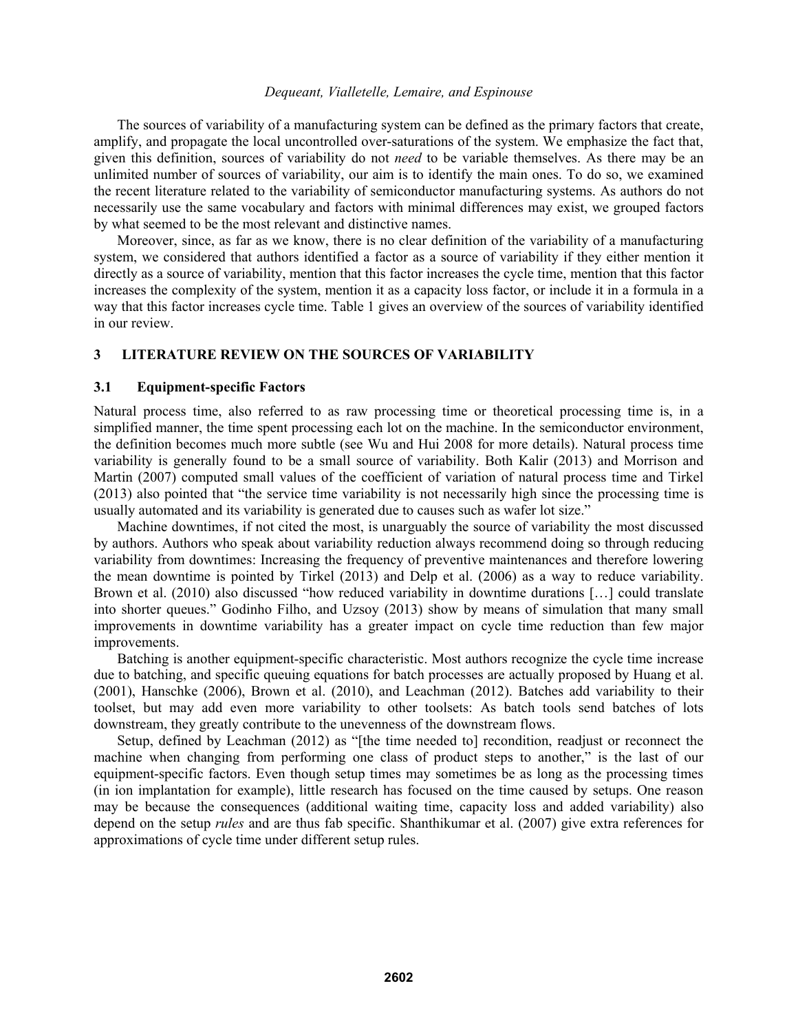The sources of variability of a manufacturing system can be defined as the primary factors that create, amplify, and propagate the local uncontrolled over-saturations of the system. We emphasize the fact that, given this definition, sources of variability do not *need* to be variable themselves. As there may be an unlimited number of sources of variability, our aim is to identify the main ones. To do so, we examined the recent literature related to the variability of semiconductor manufacturing systems. As authors do not necessarily use the same vocabulary and factors with minimal differences may exist, we grouped factors by what seemed to be the most relevant and distinctive names.

Moreover, since, as far as we know, there is no clear definition of the variability of a manufacturing system, we considered that authors identified a factor as a source of variability if they either mention it directly as a source of variability, mention that this factor increases the cycle time, mention that this factor increases the complexity of the system, mention it as a capacity loss factor, or include it in a formula in a way that this factor increases cycle time. Table 1 gives an overview of the sources of variability identified in our review.

## 3 LITERATURE REVIEW ON THE SOURCES OF VARIABILITY

### 3.1 Equipment-specific Factors

Natural process time, also referred to as raw processing time or theoretical processing time is, in a simplified manner, the time spent processing each lot on the machine. In the semiconductor environment, the definition becomes much more subtle (see Wu and Hui 2008 for more details). Natural process time variability is generally found to be a small source of variability. Both Kalir (2013) and Morrison and Martin (2007) computed small values of the coefficient of variation of natural process time and Tirkel (2013) also pointed that "the service time variability is not necessarily high since the processing time is usually automated and its variability is generated due to causes such as wafer lot size."

Machine downtimes, if not cited the most, is unarguably the source of variability the most discussed by authors. Authors who speak about variability reduction always recommend doing so through reducing variability from downtimes: Increasing the frequency of preventive maintenances and therefore lowering the mean downtime is pointed by Tirkel (2013) and Delp et al. (2006) as a way to reduce variability. Brown et al. (2010) also discussed "how reduced variability in downtime durations […] could translate into shorter queues." Godinho Filho, and Uzsoy (2013) show by means of simulation that many small improvements in downtime variability has a greater impact on cycle time reduction than few major improvements.

Batching is another equipment-specific characteristic. Most authors recognize the cycle time increase due to batching, and specific queuing equations for batch processes are actually proposed by Huang et al. (2001), Hanschke (2006), Brown et al. (2010), and Leachman (2012). Batches add variability to their toolset, but may add even more variability to other toolsets: As batch tools send batches of lots downstream, they greatly contribute to the unevenness of the downstream flows.

Setup, defined by Leachman (2012) as "[the time needed to] recondition, readjust or reconnect the machine when changing from performing one class of product steps to another," is the last of our equipment-specific factors. Even though setup times may sometimes be as long as the processing times (in ion implantation for example), little research has focused on the time caused by setups. One reason may be because the consequences (additional waiting time, capacity loss and added variability) also depend on the setup *rules* and are thus fab specific. Shanthikumar et al. (2007) give extra references for approximations of cycle time under different setup rules.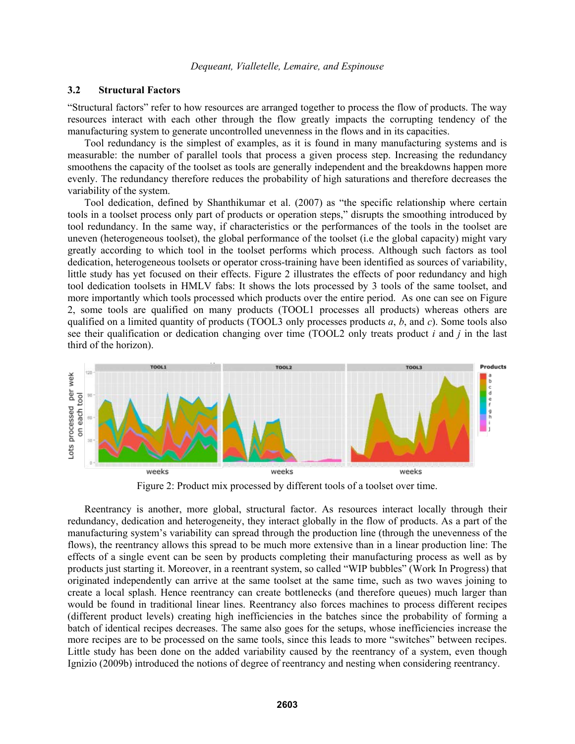### 3.2 Structural Factors

"Structural factors" refer to how resources are arranged together to process the flow of products. The way resources interact with each other through the flow greatly impacts the corrupting tendency of the manufacturing system to generate uncontrolled unevenness in the flows and in its capacities.

Tool redundancy is the simplest of examples, as it is found in many manufacturing systems and is measurable: the number of parallel tools that process a given process step. Increasing the redundancy smoothens the capacity of the toolset as tools are generally independent and the breakdowns happen more evenly. The redundancy therefore reduces the probability of high saturations and therefore decreases the variability of the system.

Tool dedication, defined by Shanthikumar et al. (2007) as "the specific relationship where certain tools in a toolset process only part of products or operation steps," disrupts the smoothing introduced by tool redundancy. In the same way, if characteristics or the performances of the tools in the toolset are uneven (heterogeneous toolset), the global performance of the toolset (i.e the global capacity) might vary greatly according to which tool in the toolset performs which process. Although such factors as tool dedication, heterogeneous toolsets or operator cross-training have been identified as sources of variability, little study has yet focused on their effects. Figure 2 illustrates the effects of poor redundancy and high tool dedication toolsets in HMLV fabs: It shows the lots processed by 3 tools of the same toolset, and more importantly which tools processed which products over the entire period. As one can see on Figure 2, some tools are qualified on many products (TOOL1 processes all products) whereas others are qualified on a limited quantity of products (TOOL3 only processes products *a*, *b*, and *c*). Some tools also see their qualification or dedication changing over time (TOOL2 only treats product *i* and *j* in the last third of the horizon).

Figure 2: Product mix processed by different tools of a toolset over time.

Reentrancy is another, more global, structural factor. As resources interact locally through their redundancy, dedication and heterogeneity, they interact globally in the flow of products. As a part of the manufacturing system's variability can spread through the production line (through the unevenness of the flows), the reentrancy allows this spread to be much more extensive than in a linear production line: The effects of a single event can be seen by products completing their manufacturing process as well as by products just starting it. Moreover, in a reentrant system, so called "WIP bubbles" (Work In Progress) that originated independently can arrive at the same toolset at the same time, such as two waves joining to create a local splash. Hence reentrancy can create bottlenecks (and therefore queues) much larger than would be found in traditional linear lines. Reentrancy also forces machines to process different recipes (different product levels) creating high inefficiencies in the batches since the probability of forming a batch of identical recipes decreases. The same also goes for the setups, whose inefficiencies increase the more recipes are to be processed on the same tools, since this leads to more "switches" between recipes. Little study has been done on the added variability caused by the reentrancy of a system, even though Ignizio (2009b) introduced the notions of degree of reentrancy and nesting when considering reentrancy.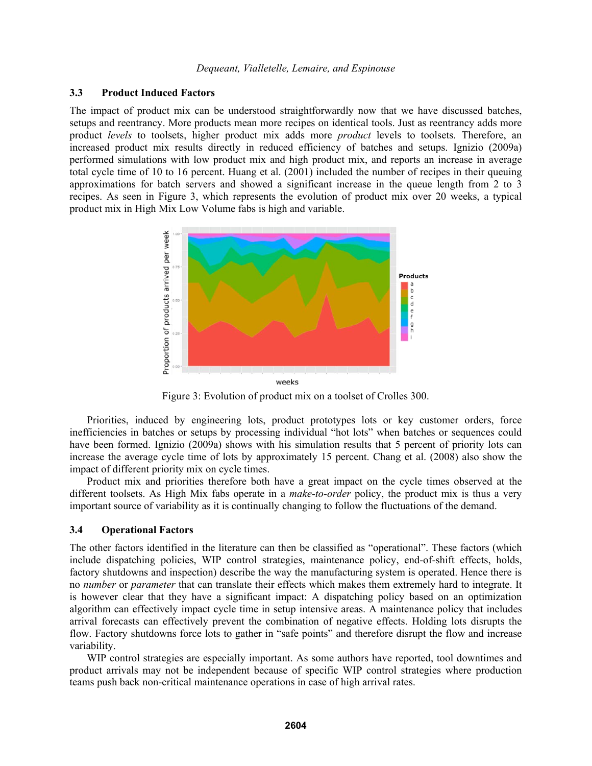### 3.3 Product Induced Factors

The impact of product mix can be understood straightforwardly now that we have discussed batches, setups and reentrancy. More products mean more recipes on identical tools. Just as reentrancy adds more product *levels* to toolsets, higher product mix adds more *product* levels to toolsets. Therefore, an increased product mix results directly in reduced efficiency of batches and setups. Ignizio (2009a) performed simulations with low product mix and high product mix, and reports an increase in average total cycle time of 10 to 16 percent. Huang et al. (2001) included the number of recipes in their queuing approximations for batch servers and showed a significant increase in the queue length from 2 to 3 recipes. As seen in Figure 3, which represents the evolution of product mix over 20 weeks, a typical product mix in High Mix Low Volume fabs is high and variable.

Figure 3: Evolution of product mix on a toolset of Crolles 300.

Priorities, induced by engineering lots, product prototypes lots or key customer orders, force inefficiencies in batches or setups by processing individual "hot lots" when batches or sequences could have been formed. Ignizio (2009a) shows with his simulation results that 5 percent of priority lots can increase the average cycle time of lots by approximately 15 percent. Chang et al. (2008) also show the impact of different priority mix on cycle times.

Product mix and priorities therefore both have a great impact on the cycle times observed at the different toolsets. As High Mix fabs operate in a *make-to-order* policy, the product mix is thus a very important source of variability as it is continually changing to follow the fluctuations of the demand.

### 3.4 Operational Factors

The other factors identified in the literature can then be classified as "operational". These factors (which include dispatching policies, WIP control strategies, maintenance policy, end-of-shift effects, holds, factory shutdowns and inspection) describe the way the manufacturing system is operated. Hence there is no *number* or *parameter* that can translate their effects which makes them extremely hard to integrate. It is however clear that they have a significant impact: A dispatching policy based on an optimization algorithm can effectively impact cycle time in setup intensive areas. A maintenance policy that includes arrival forecasts can effectively prevent the combination of negative effects. Holding lots disrupts the flow. Factory shutdowns force lots to gather in "safe points" and therefore disrupt the flow and increase variability.

WIP control strategies are especially important. As some authors have reported, tool downtimes and product arrivals may not be independent because of specific WIP control strategies where production teams push back non-critical maintenance operations in case of high arrival rates.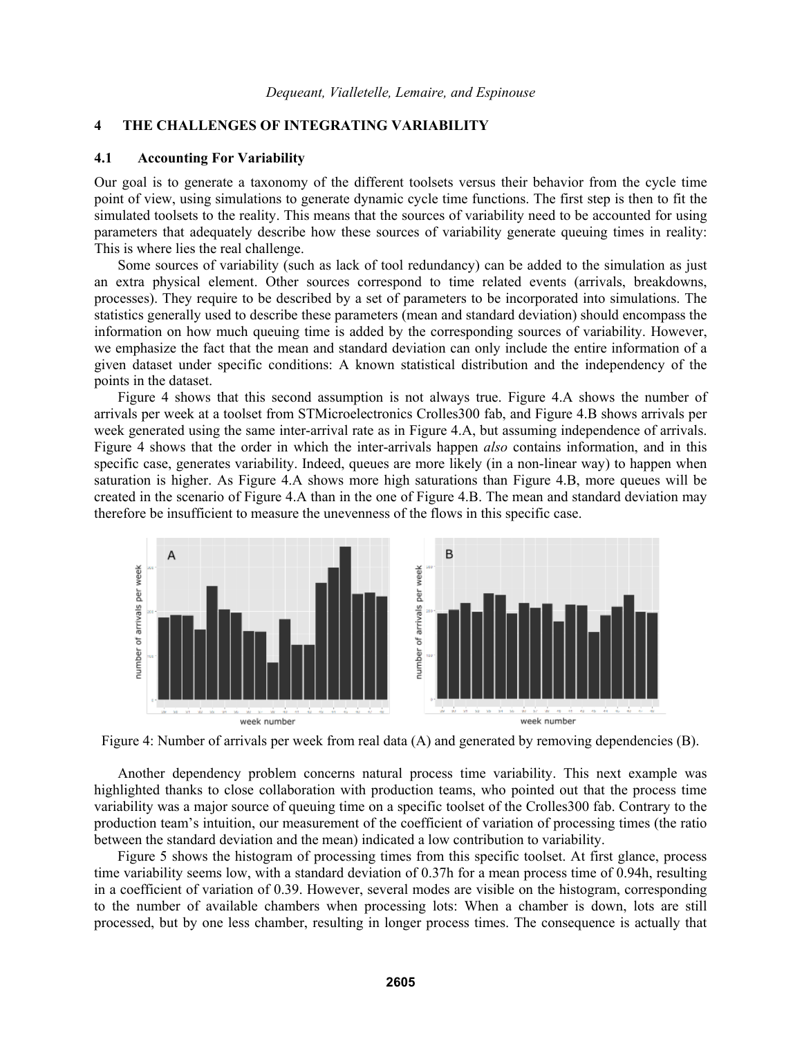## 4 THE CHALLENGES OF INTEGRATING VARIABILITY

### 4.1 Accounting For Variability

Our goal is to generate a taxonomy of the different toolsets versus their behavior from the cycle time point of view, using simulations to generate dynamic cycle time functions. The first step is then to fit the simulated toolsets to the reality. This means that the sources of variability need to be accounted for using parameters that adequately describe how these sources of variability generate queuing times in reality: This is where lies the real challenge.

Some sources of variability (such as lack of tool redundancy) can be added to the simulation as just an extra physical element. Other sources correspond to time related events (arrivals, breakdowns, processes). They require to be described by a set of parameters to be incorporated into simulations. The statistics generally used to describe these parameters (mean and standard deviation) should encompass the information on how much queuing time is added by the corresponding sources of variability. However, we emphasize the fact that the mean and standard deviation can only include the entire information of a given dataset under specific conditions: A known statistical distribution and the independency of the points in the dataset.

Figure 4 shows that this second assumption is not always true. Figure 4.A shows the number of arrivals per week at a toolset from STMicroelectronics Crolles300 fab, and Figure 4.B shows arrivals per week generated using the same inter-arrival rate as in Figure 4.A, but assuming independence of arrivals. Figure 4 shows that the order in which the inter-arrivals happen *also* contains information, and in this specific case, generates variability. Indeed, queues are more likely (in a non-linear way) to happen when saturation is higher. As Figure 4.A shows more high saturations than Figure 4.B, more queues will be created in the scenario of Figure 4.A than in the one of Figure 4.B. The mean and standard deviation may therefore be insufficient to measure the unevenness of the flows in this specific case.

Figure 4: Number of arrivals per week from real data (A) and generated by removing dependencies (B).

Another dependency problem concerns natural process time variability. This next example was highlighted thanks to close collaboration with production teams, who pointed out that the process time variability was a major source of queuing time on a specific toolset of the Crolles300 fab. Contrary to the production team's intuition, our measurement of the coefficient of variation of processing times (the ratio between the standard deviation and the mean) indicated a low contribution to variability.

Figure 5 shows the histogram of processing times from this specific toolset. At first glance, process time variability seems low, with a standard deviation of 0.37h for a mean process time of 0.94h, resulting in a coefficient of variation of 0.39. However, several modes are visible on the histogram, corresponding to the number of available chambers when processing lots: When a chamber is down, lots are still processed, but by one less chamber, resulting in longer process times. The consequence is actually that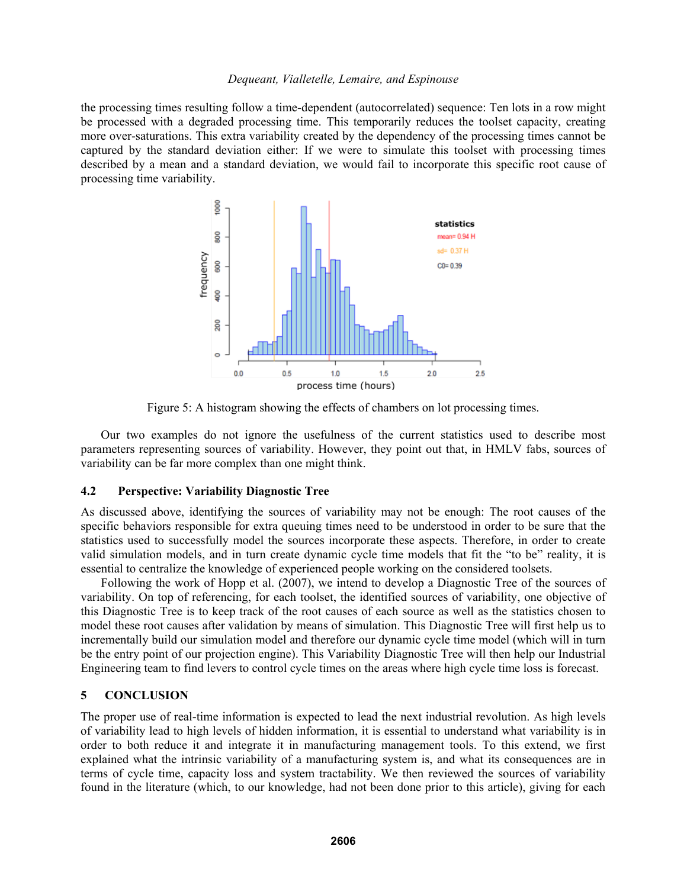the processing times resulting follow a time-dependent (autocorrelated) sequence: Ten lots in a row might be processed with a degraded processing time. This temporarily reduces the toolset capacity, creating more over-saturations. This extra variability created by the dependency of the processing times cannot be captured by the standard deviation either: If we were to simulate this toolset with processing times described by a mean and a standard deviation, we would fail to incorporate this specific root cause of processing time variability.

Figure 5: A histogram showing the effects of chambers on lot processing times.

Our two examples do not ignore the usefulness of the current statistics used to describe most parameters representing sources of variability. However, they point out that, in HMLV fabs, sources of variability can be far more complex than one might think.

### 4.2 Perspective: Variability Diagnostic Tree

As discussed above, identifying the sources of variability may not be enough: The root causes of the specific behaviors responsible for extra queuing times need to be understood in order to be sure that the statistics used to successfully model the sources incorporate these aspects. Therefore, in order to create valid simulation models, and in turn create dynamic cycle time models that fit the "to be" reality, it is essential to centralize the knowledge of experienced people working on the considered toolsets.

Following the work of Hopp et al. (2007), we intend to develop a Diagnostic Tree of the sources of variability. On top of referencing, for each toolset, the identified sources of variability, one objective of this Diagnostic Tree is to keep track of the root causes of each source as well as the statistics chosen to model these root causes after validation by means of simulation. This Diagnostic Tree will first help us to incrementally build our simulation model and therefore our dynamic cycle time model (which will in turn be the entry point of our projection engine). This Variability Diagnostic Tree will then help our Industrial Engineering team to find levers to control cycle times on the areas where high cycle time loss is forecast.

## 5 CONCLUSION

The proper use of real-time information is expected to lead the next industrial revolution. As high levels of variability lead to high levels of hidden information, it is essential to understand what variability is in order to both reduce it and integrate it in manufacturing management tools. To this extend, we first explained what the intrinsic variability of a manufacturing system is, and what its consequences are in terms of cycle time, capacity loss and system tractability. We then reviewed the sources of variability found in the literature (which, to our knowledge, had not been done prior to this article), giving for each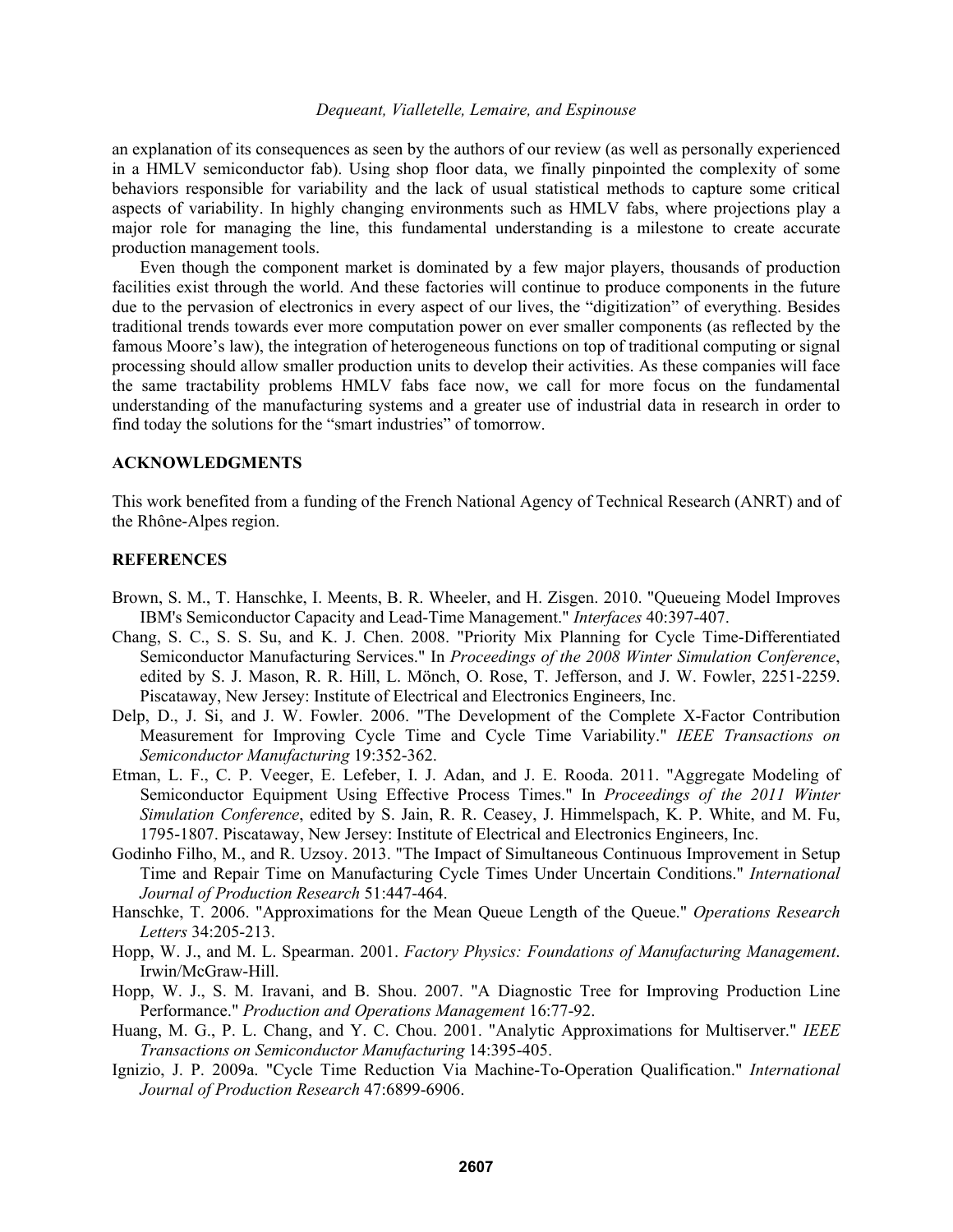an explanation of its consequences as seen by the authors of our review (as well as personally experienced in a HMLV semiconductor fab). Using shop floor data, we finally pinpointed the complexity of some behaviors responsible for variability and the lack of usual statistical methods to capture some critical aspects of variability. In highly changing environments such as HMLV fabs, where projections play a major role for managing the line, this fundamental understanding is a milestone to create accurate production management tools.

Even though the component market is dominated by a few major players, thousands of production facilities exist through the world. And these factories will continue to produce components in the future due to the pervasion of electronics in every aspect of our lives, the "digitization" of everything. Besides traditional trends towards ever more computation power on ever smaller components (as reflected by the famous Moore's law), the integration of heterogeneous functions on top of traditional computing or signal processing should allow smaller production units to develop their activities. As these companies will face the same tractability problems HMLV fabs face now, we call for more focus on the fundamental understanding of the manufacturing systems and a greater use of industrial data in research in order to find today the solutions for the "smart industries" of tomorrow.

## ACKNOWLEDGMENTS

This work benefited from a funding of the French National Agency of Technical Research (ANRT) and of the Rhône-Alpes region.

## REFERENCES

Brown, S. M., T. Hanschke, I. Meents, B. R. Wheeler, and H. Zisgen. 2010. "Queueing Model Improves IBM's Semiconductor Capacity and Lead-Time Management." *Interfaces* 40:397-407.

Chang, S. C., S. S. Su, and K. J. Chen. 2008. "Priority Mix Planning for Cycle Time-Differentiated Semiconductor Manufacturing Services." In *Proceedings of the 2008 Winter Simulation Conference*, edited by S. J. Mason, R. R. Hill, L. Mönch, O. Rose, T. Jefferson, and J. W. Fowler, 2251-2259. Piscataway, New Jersey: Institute of Electrical and Electronics Engineers, Inc.

Delp, D., J. Si, and J. W. Fowler. 2006. "The Development of the Complete X-Factor Contribution Measurement for Improving Cycle Time and Cycle Time Variability." *IEEE Transactions on Semiconductor Manufacturing* 19:352-362.

Etman, L. F., C. P. Veeger, E. Lefeber, I. J. Adan, and J. E. Rooda. 2011. "Aggregate Modeling of Semiconductor Equipment Using Effective Process Times." In *Proceedings of the 2011 Winter Simulation Conference*, edited by S. Jain, R. R. Ceasey, J. Himmelspach, K. P. White, and M. Fu, 1795-1807. Piscataway, New Jersey: Institute of Electrical and Electronics Engineers, Inc.

Godinho Filho, M., and R. Uzsoy. 2013. "The Impact of Simultaneous Continuous Improvement in Setup Time and Repair Time on Manufacturing Cycle Times Under Uncertain Conditions." *International Journal of Production Research* 51:447-464.

Hanschke, T. 2006. "Approximations for the Mean Queue Length of the Queue." *Operations Research Letters* 34:205-213.

Hopp, W. J., and M. L. Spearman. 2001. *Factory Physics: Foundations of Manufacturing Management*. Irwin/McGraw-Hill.

Hopp, W. J., S. M. Iravani, and B. Shou. 2007. "A Diagnostic Tree for Improving Production Line Performance." *Production and Operations Management* 16:77-92.

Huang, M. G., P. L. Chang, and Y. C. Chou. 2001. "Analytic Approximations for Multiserver." *IEEE Transactions on Semiconductor Manufacturing* 14:395-405.

Ignizio, J. P. 2009a. "Cycle Time Reduction Via Machine-To-Operation Qualification." *International Journal of Production Research* 47:6899-6906.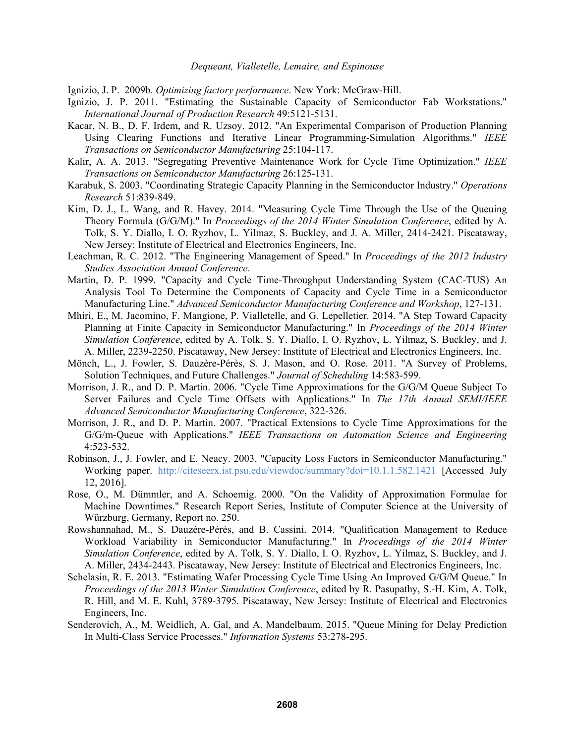Ignizio, J. P. 2009b. *Optimizing factory performance*. New York: McGraw-Hill.

Ignizio, J. P. 2011. "Estimating the Sustainable Capacity of Semiconductor Fab Workstations." *International Journal of Production Research* 49:5121-5131.

Kacar, N. B., D. F. Irdem, and R. Uzsoy. 2012. "An Experimental Comparison of Production Planning Using Clearing Functions and Iterative Linear Programming-Simulation Algorithms." *IEEE Transactions on Semiconductor Manufacturing* 25:104-117.

Kalir, A. A. 2013. "Segregating Preventive Maintenance Work for Cycle Time Optimization." *IEEE Transactions on Semiconductor Manufacturing* 26:125-131.

Karabuk, S. 2003. "Coordinating Strategic Capacity Planning in the Semiconductor Industry." *Operations Research* 51:839-849.

Kim, D. J., L. Wang, and R. Havey. 2014. "Measuring Cycle Time Through the Use of the Queuing Theory Formula (G/G/M)." In *Proceedings of the 2014 Winter Simulation Conference*, edited by A. Tolk, S. Y. Diallo, I. O. Ryzhov, L. Yilmaz, S. Buckley, and J. A. Miller, 2414-2421. Piscataway, New Jersey: Institute of Electrical and Electronics Engineers, Inc.

Leachman, R. C. 2012. "The Engineering Management of Speed." In *Proceedings of the 2012 Industry Studies Association Annual Conference*.

Martin, D. P. 1999. "Capacity and Cycle Time-Throughput Understanding System (CAC-TUS) An Analysis Tool To Determine the Components of Capacity and Cycle Time in a Semiconductor Manufacturing Line." *Advanced Semiconductor Manufacturing Conference and Workshop*, 127-131.

Mhiri, E., M. Jacomino, F. Mangione, P. Vialletelle, and G. Lepelletier. 2014. "A Step Toward Capacity Planning at Finite Capacity in Semiconductor Manufacturing." In *Proceedings of the 2014 Winter Simulation Conference*, edited by A. Tolk, S. Y. Diallo, I. O. Ryzhov, L. Yilmaz, S. Buckley, and J. A. Miller, 2239-2250. Piscataway, New Jersey: Institute of Electrical and Electronics Engineers, Inc.

Mönch, L., J. Fowler, S. Dauzère-Pérès, S. J. Mason, and O. Rose. 2011. "A Survey of Problems, Solution Techniques, and Future Challenges." *Journal of Scheduling* 14:583-599.

Morrison, J. R., and D. P. Martin. 2006. "Cycle Time Approximations for the G/G/M Queue Subject To Server Failures and Cycle Time Offsets with Applications." In *The 17th Annual SEMI/IEEE Advanced Semiconductor Manufacturing Conference*, 322-326.

Morrison, J. R., and D. P. Martin. 2007. "Practical Extensions to Cycle Time Approximations for the G/G/m-Queue with Applications." *IEEE Transactions on Automation Science and Engineering* 4:523-532.

Robinson, J., J. Fowler, and E. Neacy. 2003. "Capacity Loss Factors in Semiconductor Manufacturing." Working paper. http://citeseerx.ist.psu.edu/viewdoc/summary?doi=10.1.1.582.1421 [Accessed July 12, 2016].

Rose, O., M. Dümmler, and A. Schoemig. 2000. "On the Validity of Approximation Formulae for Machine Downtimes." Research Report Series, Institute of Computer Science at the University of Würzburg, Germany, Report no. 250.

Rowshannahad, M., S. Dauzère-Pérès, and B. Cassini. 2014. "Qualification Management to Reduce Workload Variability in Semiconductor Manufacturing." In *Proceedings of the 2014 Winter Simulation Conference*, edited by A. Tolk, S. Y. Diallo, I. O. Ryzhov, L. Yilmaz, S. Buckley, and J. A. Miller, 2434-2443. Piscataway, New Jersey: Institute of Electrical and Electronics Engineers, Inc.

Schelasin, R. E. 2013. "Estimating Wafer Processing Cycle Time Using An Improved G/G/M Queue." In *Proceedings of the 2013 Winter Simulation Conference*, edited by R. Pasupathy, S.-H. Kim, A. Tolk, R. Hill, and M. E. Kuhl, 3789-3795. Piscataway, New Jersey: Institute of Electrical and Electronics Engineers, Inc.

Senderovich, A., M. Weidlich, A. Gal, and A. Mandelbaum. 2015. "Queue Mining for Delay Prediction In Multi-Class Service Processes." *Information Systems* 53:278-295.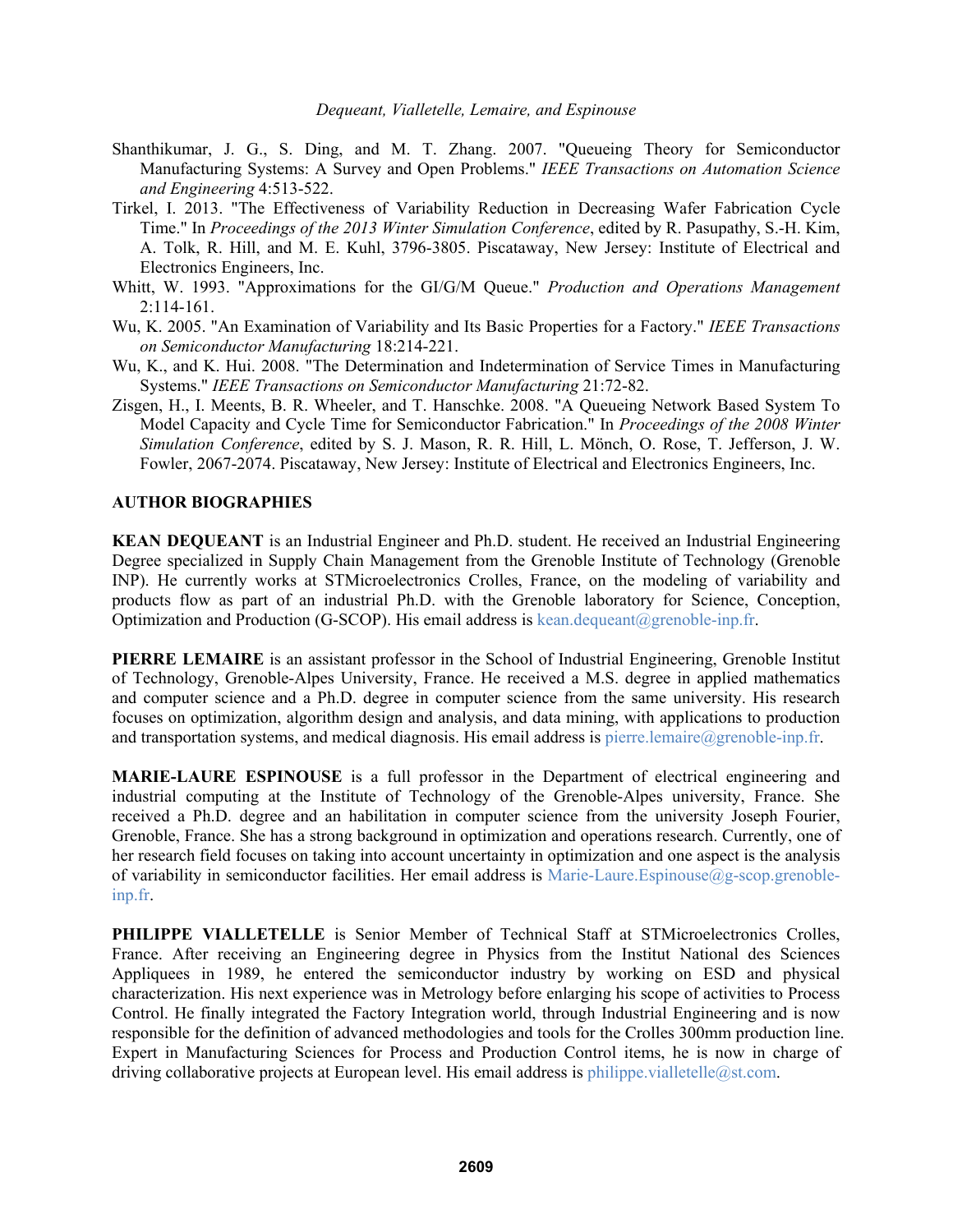Shanthikumar, J. G., S. Ding, and M. T. Zhang. 2007. "Queueing Theory for Semiconductor Manufacturing Systems: A Survey and Open Problems." *IEEE Transactions on Automation Science and Engineering* 4:513-522.

Tirkel, I. 2013. "The Effectiveness of Variability Reduction in Decreasing Wafer Fabrication Cycle Time." In *Proceedings of the 2013 Winter Simulation Conference*, edited by R. Pasupathy, S.-H. Kim, A. Tolk, R. Hill, and M. E. Kuhl, 3796-3805. Piscataway, New Jersey: Institute of Electrical and Electronics Engineers, Inc.

Whitt, W. 1993. "Approximations for the GI/G/M Queue." *Production and Operations Management* 2:114-161.

Wu, K. 2005. "An Examination of Variability and Its Basic Properties for a Factory." *IEEE Transactions on Semiconductor Manufacturing* 18:214-221.

Wu, K., and K. Hui. 2008. "The Determination and Indetermination of Service Times in Manufacturing Systems." *IEEE Transactions on Semiconductor Manufacturing* 21:72-82.

Zisgen, H., I. Meents, B. R. Wheeler, and T. Hanschke. 2008. "A Queueing Network Based System To Model Capacity and Cycle Time for Semiconductor Fabrication." In *Proceedings of the 2008 Winter Simulation Conference*, edited by S. J. Mason, R. R. Hill, L. Mönch, O. Rose, T. Jefferson, J. W. Fowler, 2067-2074. Piscataway, New Jersey: Institute of Electrical and Electronics Engineers, Inc.

## AUTHOR BIOGRAPHIES

**KEAN DEQUEANT** is an Industrial Engineer and Ph.D. student. He received an Industrial Engineering Degree specialized in Supply Chain Management from the Grenoble Institute of Technology (Grenoble INP). He currently works at STMicroelectronics Crolles, France, on the modeling of variability and products flow as part of an industrial Ph.D. with the Grenoble laboratory for Science, Conception, Optimization and Production (G-SCOP). His email address is kean.dequeant@grenoble-inp.fr.

**PIERRE LEMAIRE** is an assistant professor in the School of Industrial Engineering, Grenoble Institut of Technology, Grenoble-Alpes University, France. He received a M.S. degree in applied mathematics and computer science and a Ph.D. degree in computer science from the same university. His research focuses on optimization, algorithm design and analysis, and data mining, with applications to production and transportation systems, and medical diagnosis. His email address is pierre.lemaire@grenoble-inp.fr.

**MARIE-LAURE ESPINOUSE** is a full professor in the Department of electrical engineering and industrial computing at the Institute of Technology of the Grenoble-Alpes university, France. She received a Ph.D. degree and an habilitation in computer science from the university Joseph Fourier, Grenoble, France. She has a strong background in optimization and operations research. Currently, one of her research field focuses on taking into account uncertainty in optimization and one aspect is the analysis of variability in semiconductor facilities. Her email address is Marie-Laure.Espinouse@g-scop.grenoble-inp.fr.

**PHILIPPE VIALLETELLE** is Senior Member of Technical Staff at STMicroelectronics Crolles, France. After receiving an Engineering degree in Physics from the Institut National des Sciences Appliquees in 1989, he entered the semiconductor industry by working on ESD and physical characterization. His next experience was in Metrology before enlarging his scope of activities to Process Control. He finally integrated the Factory Integration world, through Industrial Engineering and is now responsible for the definition of advanced methodologies and tools for the Crolles 300mm production line. Expert in Manufacturing Sciences for Process and Production Control items, he is now in charge of driving collaborative projects at European level. His email address is philippe.vialletelle@st.com.